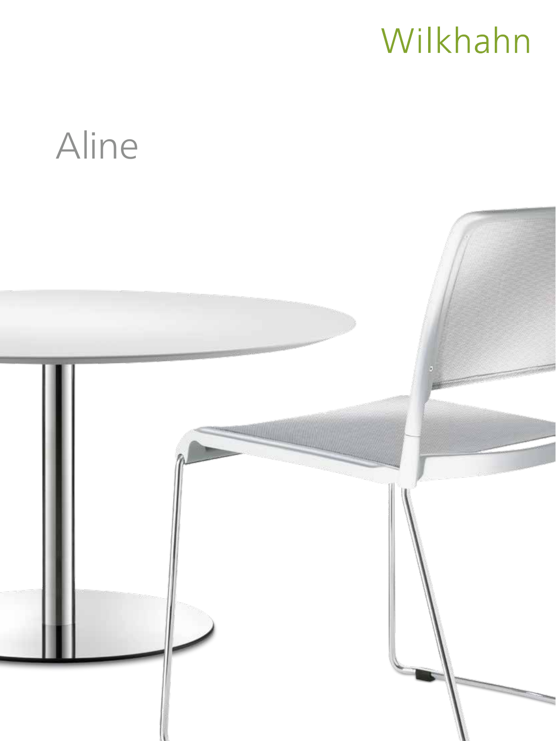Wilkhahn

# Aline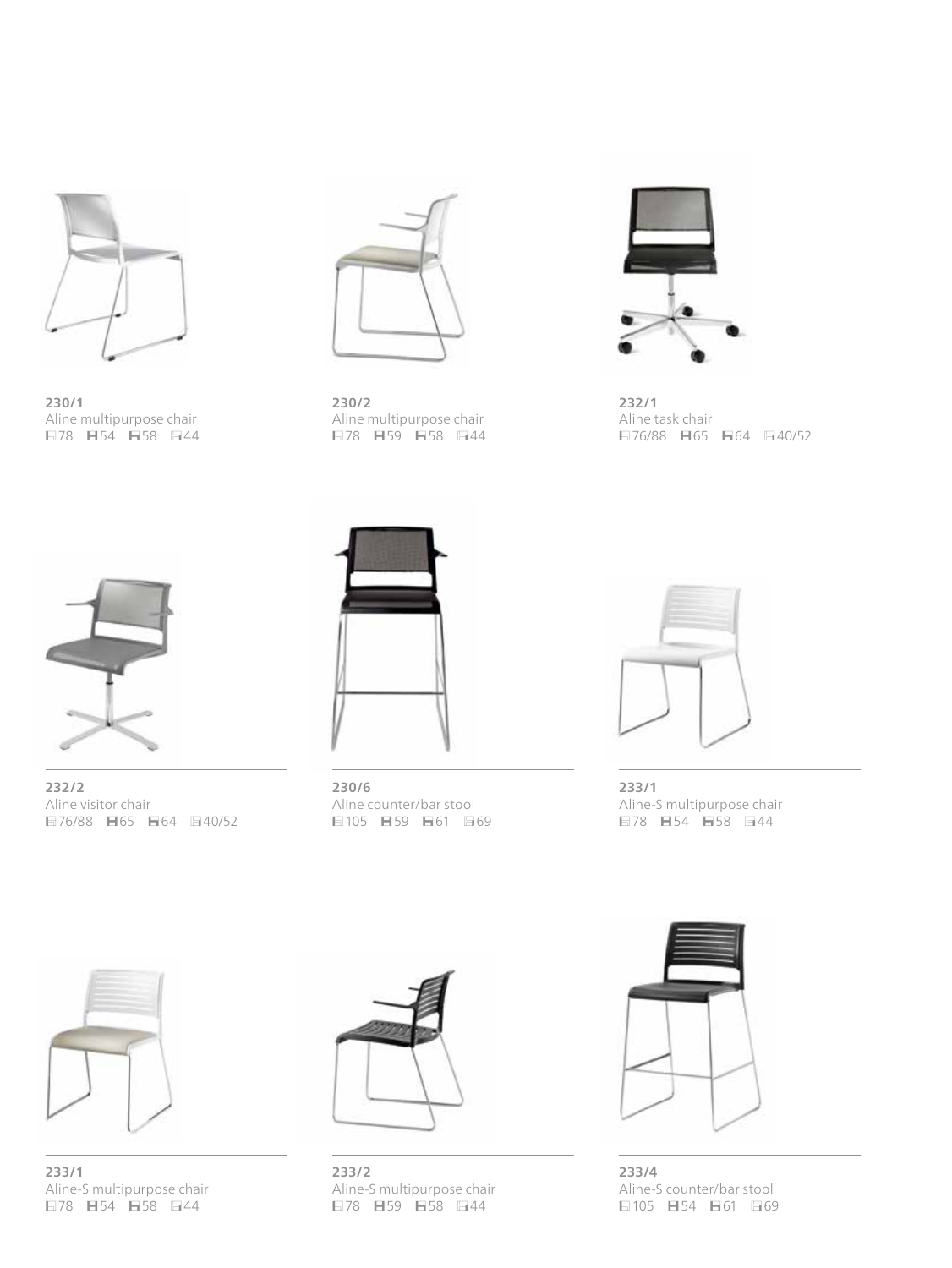**230/1**
Aline multipurpose chair
78 54 58 44

**230/2**
Aline multipurpose chair
78 59 58 44

**232/1**
Aline task chair
76/88 65 64 40/52

**232/2**
Aline visitor chair
76/88 65 64 40/52

**230/6**
Aline counter/bar stool
105 59 61 69

**233/1**
Aline-S multipurpose chair
78 54 58 44

**233/1**
Aline-S multipurpose chair
78 54 58 44

**233/2**
Aline-S multipurpose chair
78 59 58 44

**233/4**
Aline-S counter/bar stool
105 54 61 69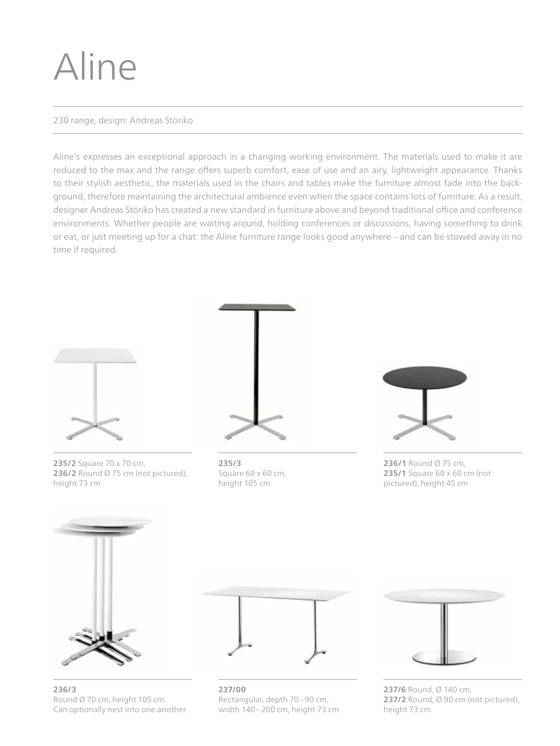# Aline

230 range, design: Andreas Störiko

Aline's expresses an exceptional approach in a changing working environment. The materials used to make it are reduced to the max and the range offers superb comfort, ease of use and an airy, lightweight appearance. Thanks to their stylish aesthetic, the materials used in the chairs and tables make the furniture almost fade into the background, therefore maintaining the architectural ambience even when the space contains lots of furniture. As a result, designer Andreas Störiko has created a new standard in furniture above and beyond traditional office and conference environments. Whether people are waiting around, holding conferences or discussions, having something to drink or eat, or just meeting up for a chat: the Aline furniture range looks good anywhere – and can be stowed away in no time if required.

**235/2** Square 70 x 70 cm,
**236/2** Round Ø 75 cm (not pictured),
height 73 cm

**235/3**
Square 60 x 60 cm,
height 105 cm

**236/1** Round Ø 75 cm,
**235/1** Square 60 x 60 cm (not pictured), height 45 cm

**236/3**
Round Ø 70 cm, height 105 cm.
Can optionally nest into one another

**237/00**
Rectangular, depth 70 – 90 cm,
width 140 – 200 cm, height 73 cm

**237/6** Round, Ø 140 cm,
**237/2** Round, Ø 90 cm (not pictured),
height 73 cm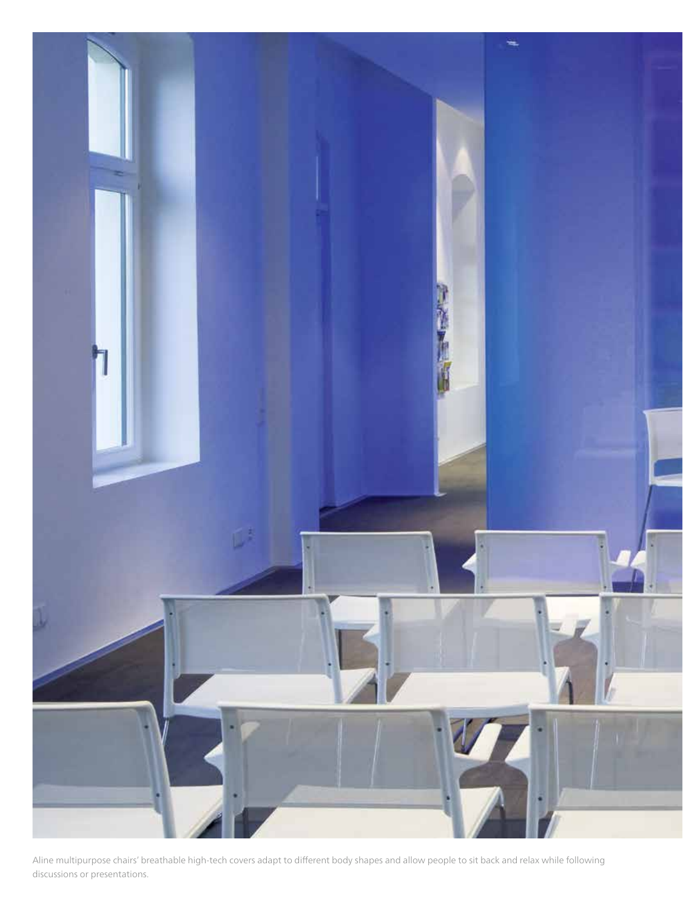Aline multipurpose chairs' breathable high-tech covers adapt to different body shapes and allow people to sit back and relax while following discussions or presentations.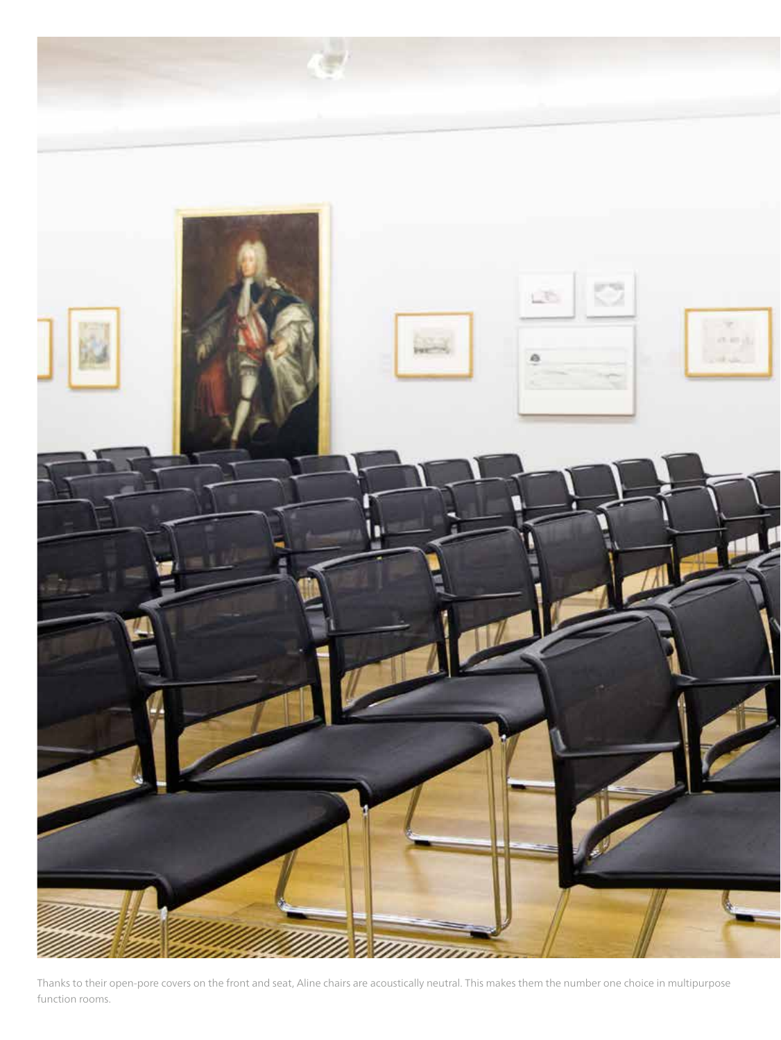Thanks to their open-pore covers on the front and seat, Aline chairs are acoustically neutral. This makes them the number one choice in multipurpose function rooms.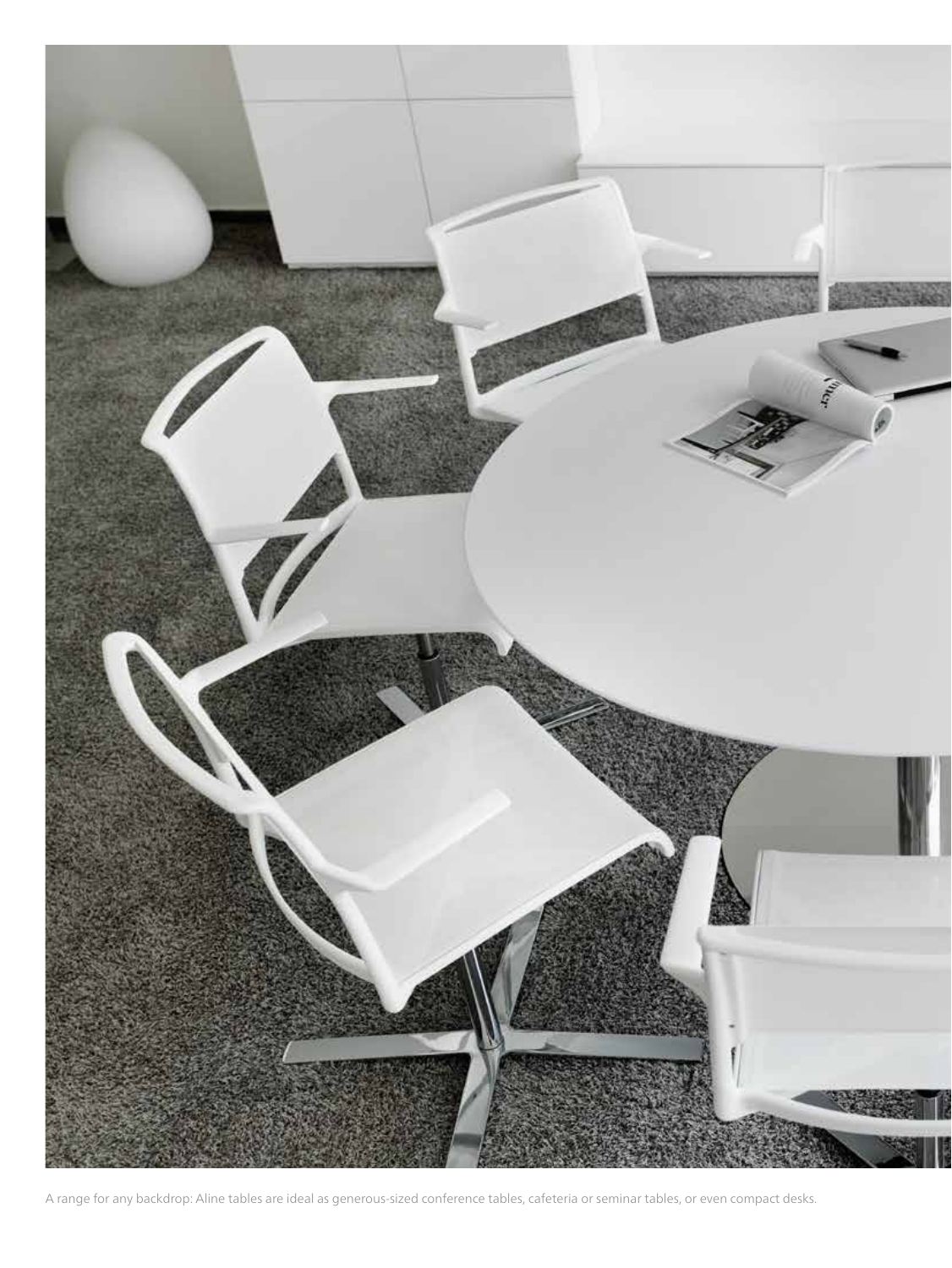A range for any backdrop: Aline tables are ideal as generous-sized conference tables, cafeteria or seminar tables, or even compact desks.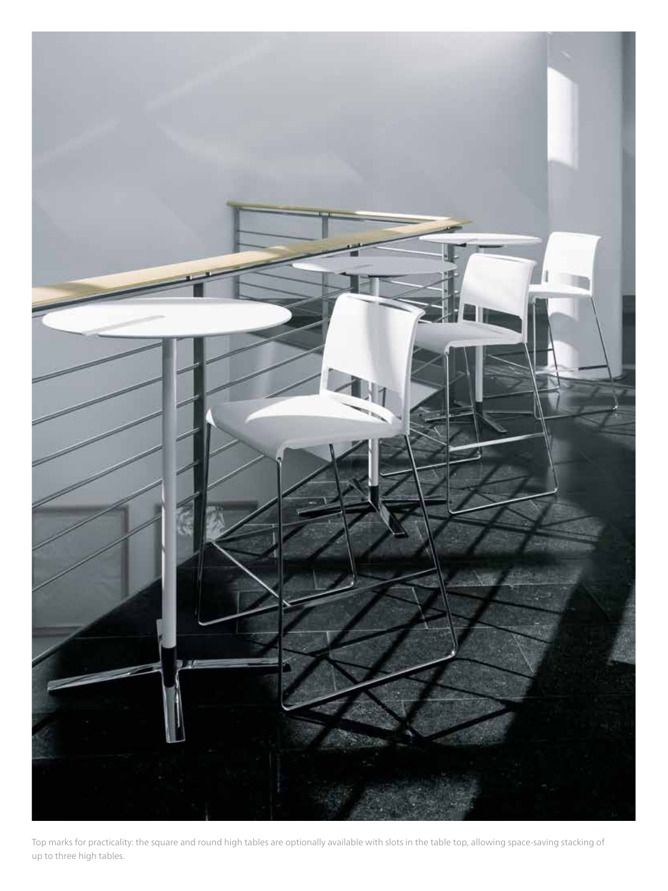Top marks for practicality: the square and round high tables are optionally available with slots in the table top, allowing space-saving stacking of up to three high tables.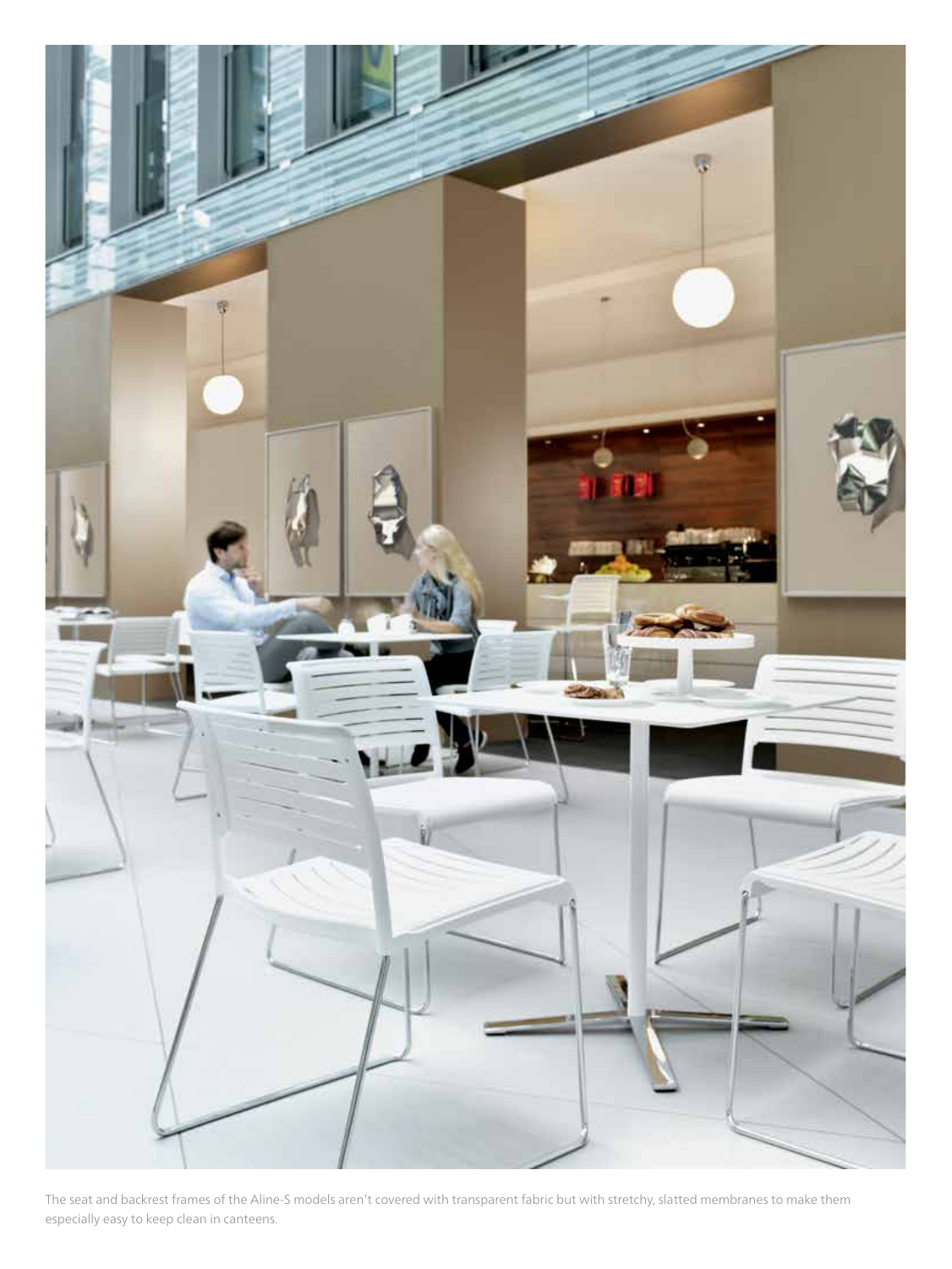The seat and backrest frames of the Aline-S models aren't covered with transparent fabric but with stretchy, slatted membranes to make them especially easy to keep clean in canteens.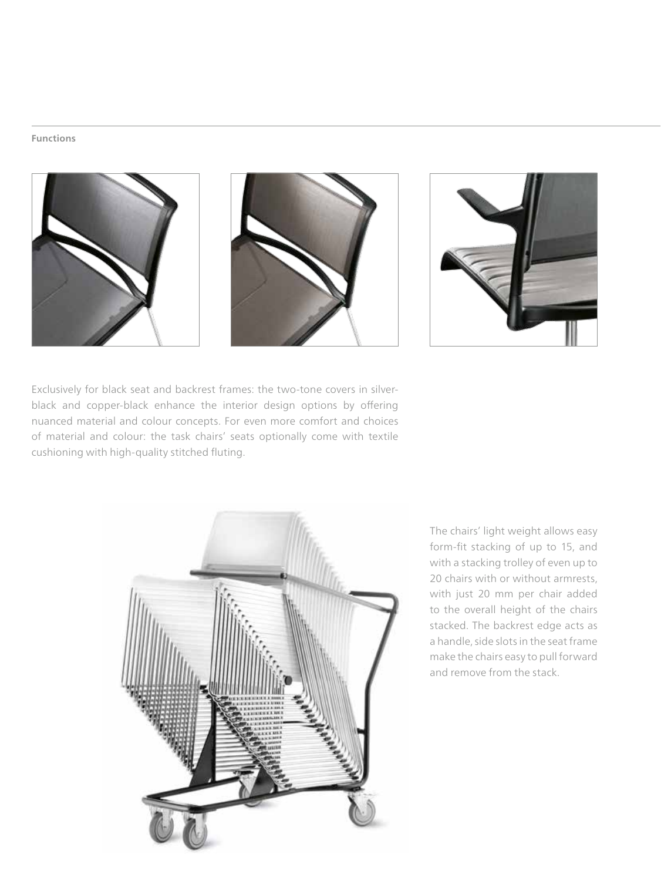**Functions**

Exclusively for black seat and backrest frames: the two-tone covers in silver-black and copper-black enhance the interior design options by offering nuanced material and colour concepts. For even more comfort and choices of material and colour: the task chairs' seats optionally come with textile cushioning with high-quality stitched fluting.

The chairs' light weight allows easy form-fit stacking of up to 15, and with a stacking trolley of even up to 20 chairs with or without armrests, with just 20 mm per chair added to the overall height of the chairs stacked. The backrest edge acts as a handle, side slots in the seat frame make the chairs easy to pull forward and remove from the stack.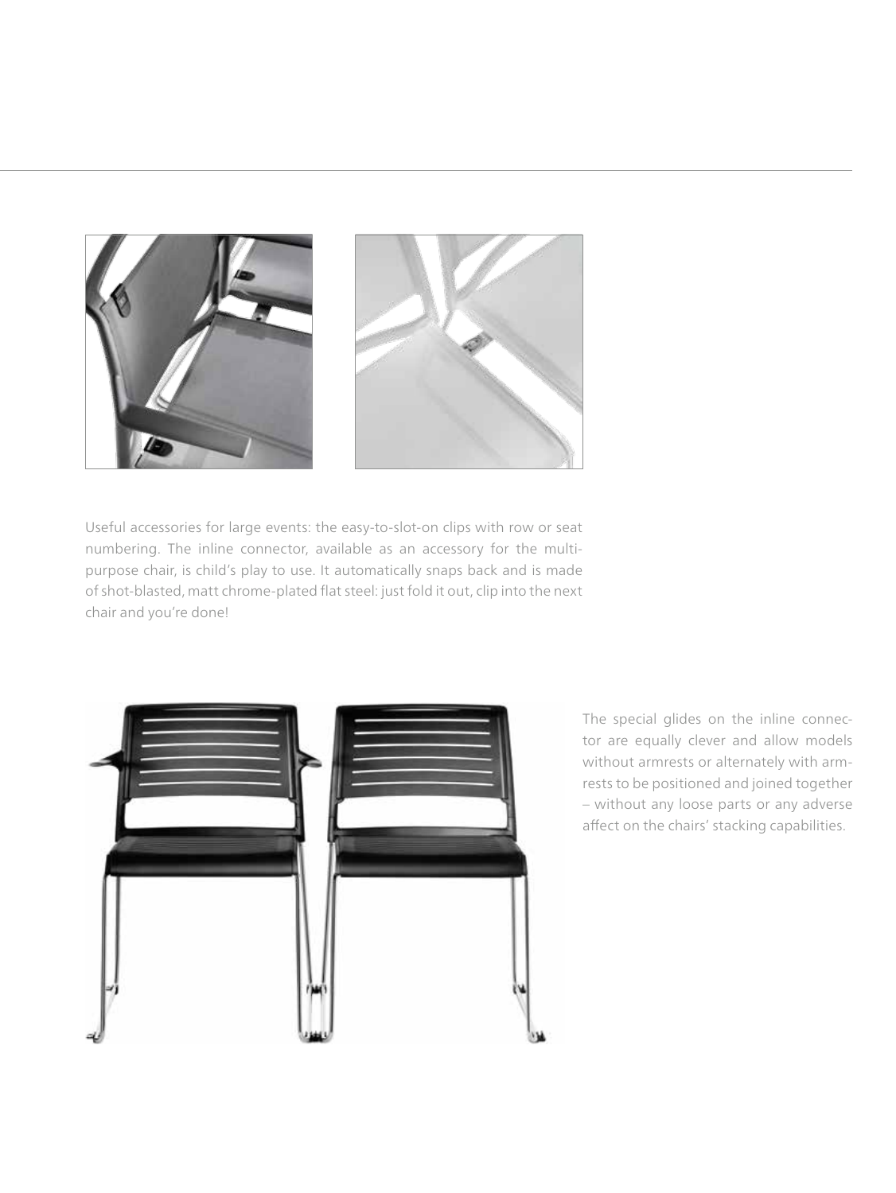Useful accessories for large events: the easy-to-slot-on clips with row or seat numbering. The inline connector, available as an accessory for the multi-purpose chair, is child's play to use. It automatically snaps back and is made of shot-blasted, matt chrome-plated flat steel: just fold it out, clip into the next chair and you're done!

The special glides on the inline connector are equally clever and allow models without armrests or alternately with armrests to be positioned and joined together – without any loose parts or any adverse affect on the chairs' stacking capabilities.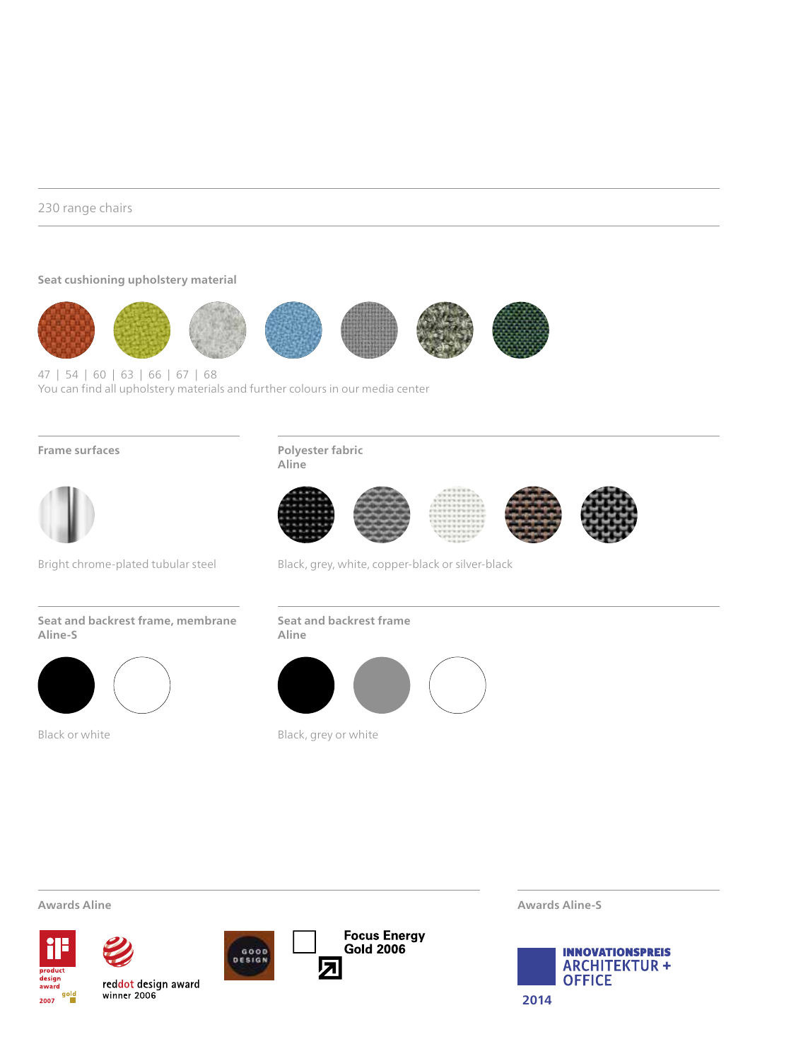230 range chairs

### Seat cushioning upholstery material

47 | 54 | 60 | 63 | 66 | 67 | 68
You can find all upholstery materials and further colours in our media center

### Frame surfaces

Bright chrome-plated tubular steel

### Polyester fabric
### Aline

Black, grey, white, copper-black or silver-black

### Seat and backrest frame, membrane
### Aline-S

Black or white

### Seat and backrest frame
### Aline

Black, grey or white

### Awards Aline

product design award 2007 gold

reddot design award winner 2006

GOOD DESIGN

Focus Energy Gold 2006

### Awards Aline-S

INNOVATIONSPREIS ARCHITEKTUR + OFFICE 2014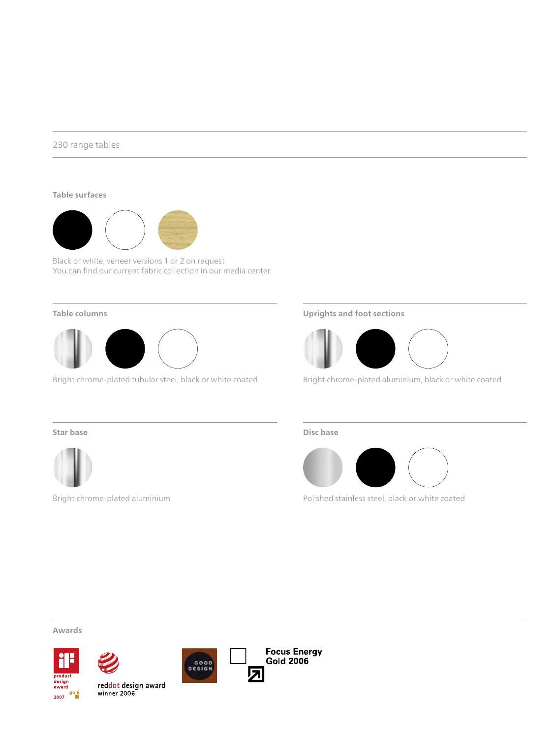230 range tables

## Table surfaces

Black or white, veneer versions 1 or 2 on request
You can find our current fabric collection in our media center.

## Table columns

Bright chrome-plated tubular steel, black or white coated

## Uprights and foot sections

Bright chrome-plated aluminium, black or white coated

## Star base

Bright chrome-plated aluminium

## Disc base

Polished stainless steel, black or white coated

## Awards

iF product design award 2007 gold

reddot design award winner 2006

GOOD DESIGN

Focus Energy Gold 2006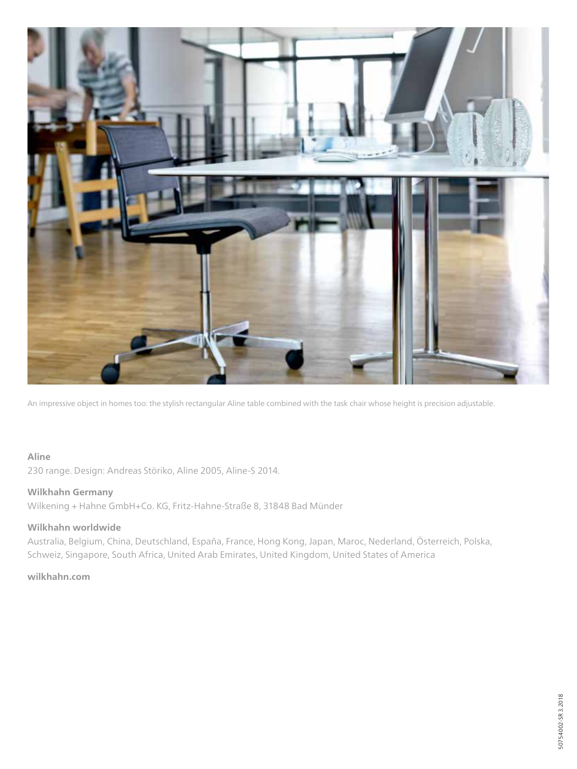An impressive object in homes too: the stylish rectangular Aline table combined with the task chair whose height is precision adjustable.

**Aline**

230 range. Design: Andreas Störiko, Aline 2005, Aline-S 2014.

**Wilkhahn Germany**

Wilkening + Hahne GmbH+Co. KG, Fritz-Hahne-Straße 8, 31848 Bad Münder

**Wilkhahn worldwide**

Australia, Belgium, China, Deutschland, España, France, Hong Kong, Japan, Maroc, Nederland, Österreich, Polska, Schweiz, Singapore, South Africa, United Arab Emirates, United Kingdom, United States of America

**wilkhahn.com**

50754002-SR 3.2018